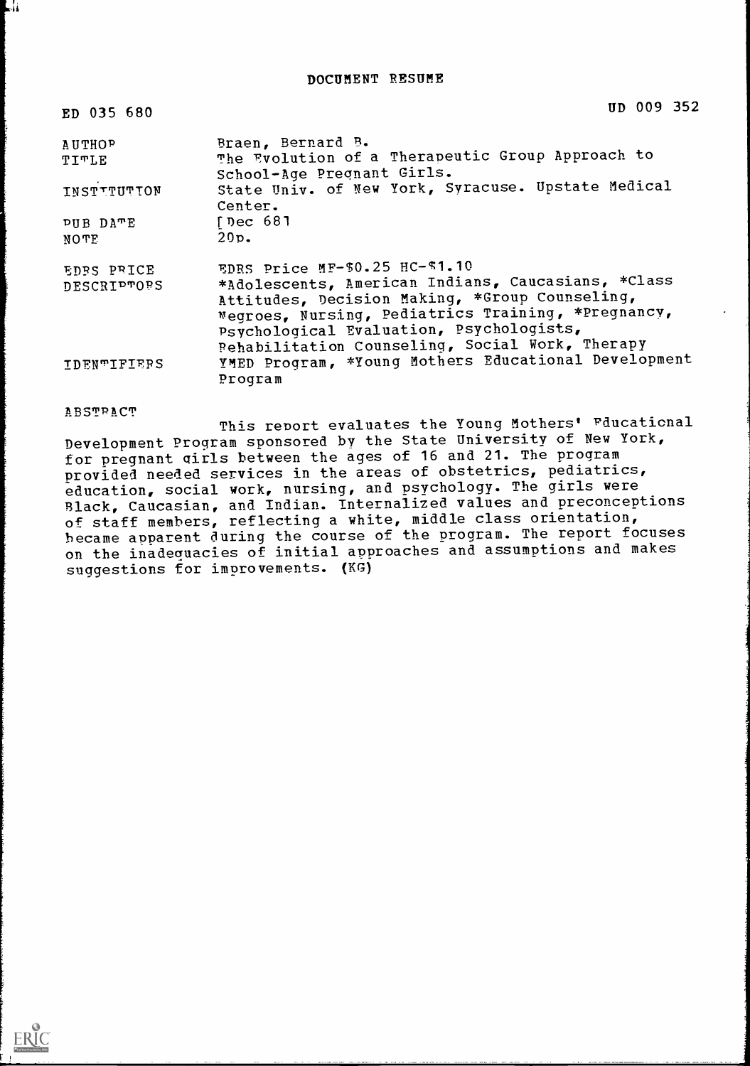# DOCUMENT RESUME

ED 035 680 UD 009 352

| | |
|---|---|
| AUTHOR | Braen, Bernard B. |
| TITLE | The Evolution of a Therapeutic Group Approach to School-Age Pregnant Girls. |
| INSTITUTION | State Univ. of New York, Syracuse. Upstate Medical Center. |
| PUB DATE | [Dec 68] |
| NOTE | 20p. |
| EDRS PRICE | EDRS Price MF-$0.25 HC-$1.10 |
| DESCRIPTORS | *Adolescents, American Indians, Caucasians, *Class Attitudes, Decision Making, *Group Counseling, Negroes, Nursing, Pediatrics Training, *Pregnancy, Psychological Evaluation, Psychologists, Rehabilitation Counseling, Social Work, Therapy |
| IDENTIFIERS | YMED Program, *Young Mothers Educational Development Program |

ABSTRACT

This report evaluates the Young Mothers' Educational Development Program sponsored by the State University of New York, for pregnant girls between the ages of 16 and 21. The program provided needed services in the areas of obstetrics, pediatrics, education, social work, nursing, and psychology. The girls were Black, Caucasian, and Indian. Internalized values and preconceptions of staff members, reflecting a white, middle class orientation, became apparent during the course of the program. The report focuses on the inadequacies of initial approaches and assumptions and makes suggestions for improvements. (KG)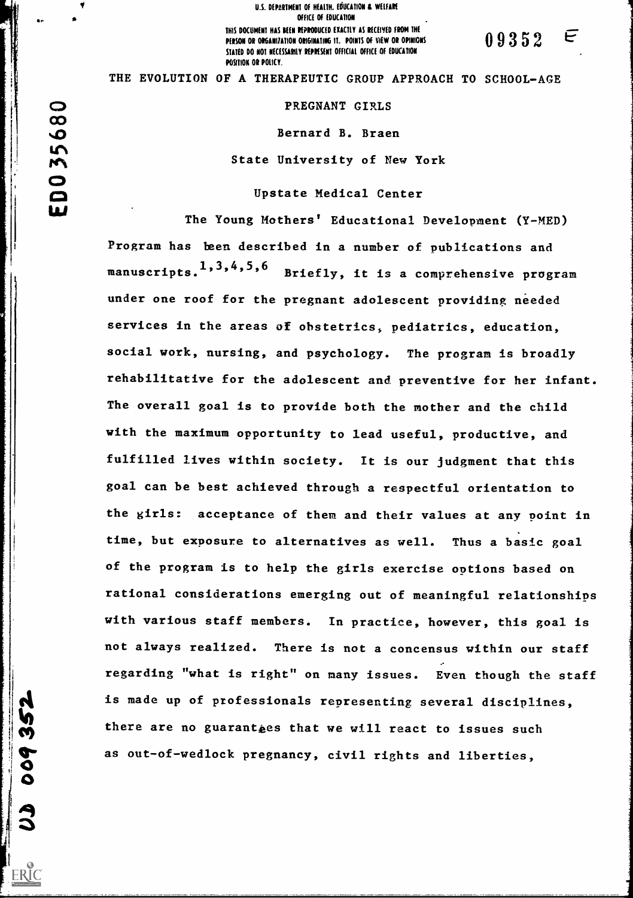U.S. DEPARTMENT OF HEALTH, EDUCATION & WELFARE
OFFICE OF EDUCATION
THIS DOCUMENT HAS BEEN REPRODUCED EXACTLY AS RECEIVED FROM THE PERSON OR ORGANIZATION ORIGINATING IT. POINTS OF VIEW OR OPINIONS STATED DO NOT NECESSARILY REPRESENT OFFICIAL OFFICE OF EDUCATION POSITION OR POLICY.

09352 E

ED035680

# THE EVOLUTION OF A THERAPEUTIC GROUP APPROACH TO SCHOOL-AGE PREGNANT GIRLS

Bernard B. Braen

State University of New York

Upstate Medical Center

The Young Mothers' Educational Development (Y-MED) Program has been described in a number of publications and manuscripts.[1,3,4,5,6] Briefly, it is a comprehensive program under one roof for the pregnant adolescent providing needed services in the areas of obstetrics, pediatrics, education, social work, nursing, and psychology. The program is broadly rehabilitative for the adolescent and preventive for her infant. The overall goal is to provide both the mother and the child with the maximum opportunity to lead useful, productive, and fulfilled lives within society. It is our judgment that this goal can be best achieved through a respectful orientation to the girls: acceptance of them and their values at any point in time, but exposure to alternatives as well. Thus a basic goal of the program is to help the girls exercise options based on rational considerations emerging out of meaningful relationships with various staff members. In practice, however, this goal is not always realized. There is not a concensus within our staff regarding "what is right" on many issues. Even though the staff is made up of professionals representing several disciplines, there are no guarantees that we will react to issues such as out-of-wedlock pregnancy, civil rights and liberties,

UD 009352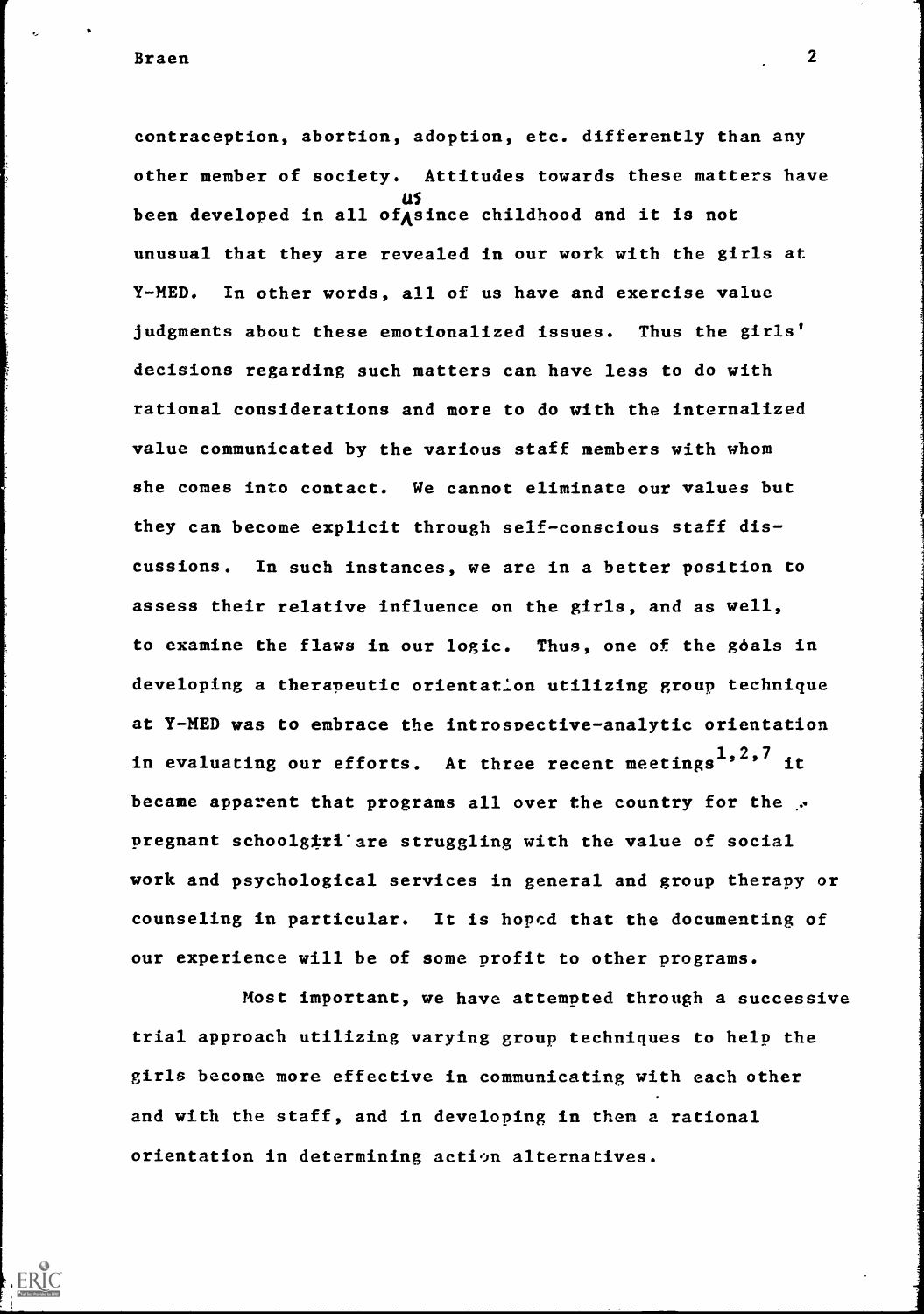contraception, abortion, adoption, etc. differently than any other member of society. Attitudes towards these matters have been developed in all of us since childhood and it is not unusual that they are revealed in our work with the girls at Y-MED. In other words, all of us have and exercise value judgments about these emotionalized issues. Thus the girls' decisions regarding such matters can have less to do with rational considerations and more to do with the internalized value communicated by the various staff members with whom she comes into contact. We cannot eliminate our values but they can become explicit through self-conscious staff discussions. In such instances, we are in a better position to assess their relative influence on the girls, and as well, to examine the flaws in our logic. Thus, one of the goals in developing a therapeutic orientation utilizing group technique at Y-MED was to embrace the introspective-analytic orientation in evaluating our efforts. At three recent meetings[1,2,7] it became apparent that programs all over the country for the pregnant schoolgirl are struggling with the value of social work and psychological services in general and group therapy or counseling in particular. It is hoped that the documenting of our experience will be of some profit to other programs.

Most important, we have attempted through a successive trial approach utilizing varying group techniques to help the girls become more effective in communicating with each other and with the staff, and in developing in them a rational orientation in determining action alternatives.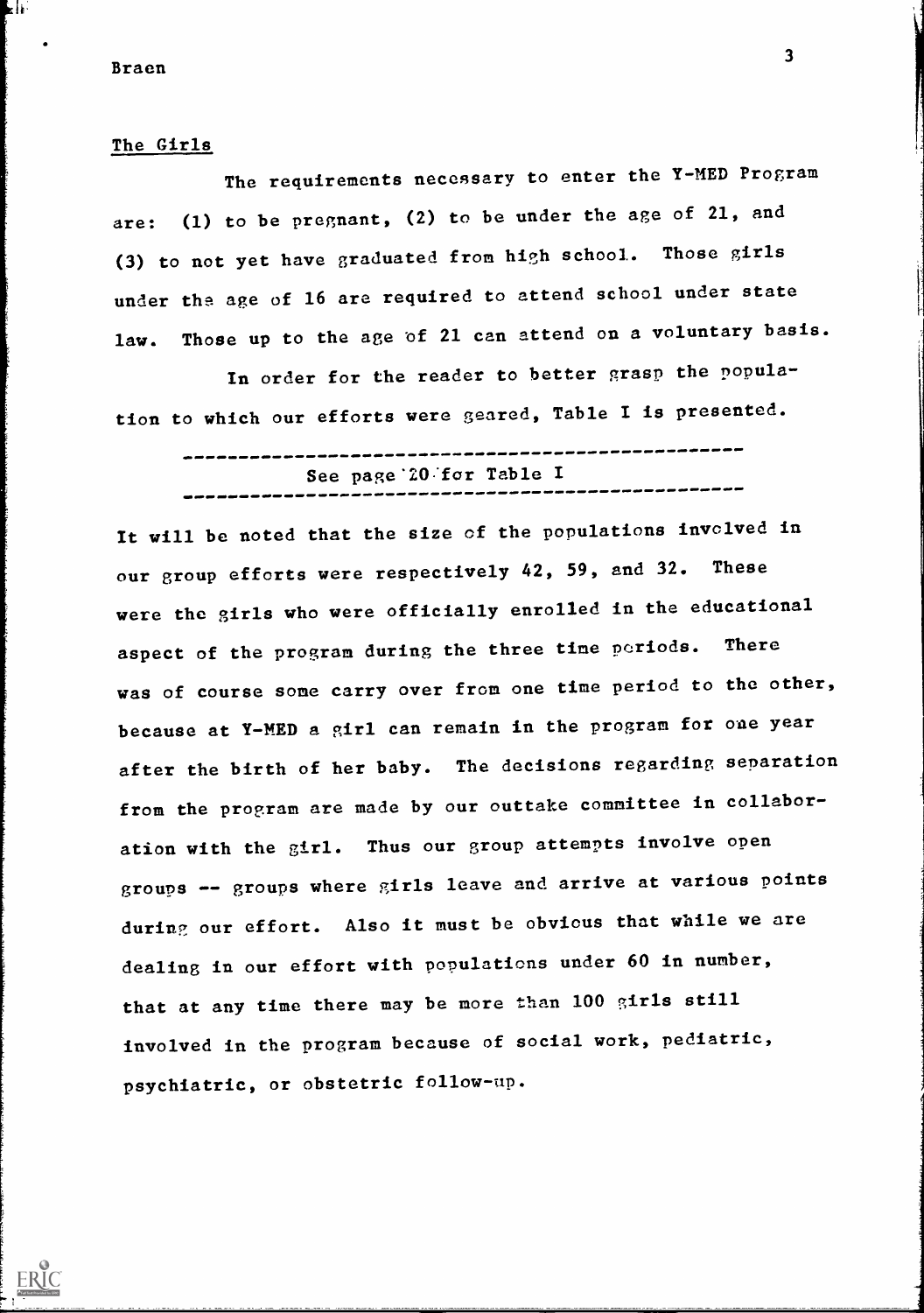## The Girls

The requirements necessary to enter the Y-MED Program are: (1) to be pregnant, (2) to be under the age of 21, and (3) to not yet have graduated from high school. Those girls under the age of 16 are required to attend school under state law. Those up to the age of 21 can attend on a voluntary basis.

In order for the reader to better grasp the population to which our efforts were geared, Table I is presented.

---

See page 20 for Table I

---

It will be noted that the size of the populations involved in our group efforts were respectively 42, 59, and 32. These were the girls who were officially enrolled in the educational aspect of the program during the three time periods. There was of course some carry over from one time period to the other, because at Y-MED a girl can remain in the program for one year after the birth of her baby. The decisions regarding separation from the program are made by our outtake committee in collaboration with the girl. Thus our group attempts involve open groups -- groups where girls leave and arrive at various points during our effort. Also it must be obvious that while we are dealing in our effort with populations under 60 in number, that at any time there may be more than 100 girls still involved in the program because of social work, pediatric, psychiatric, or obstetric follow-up.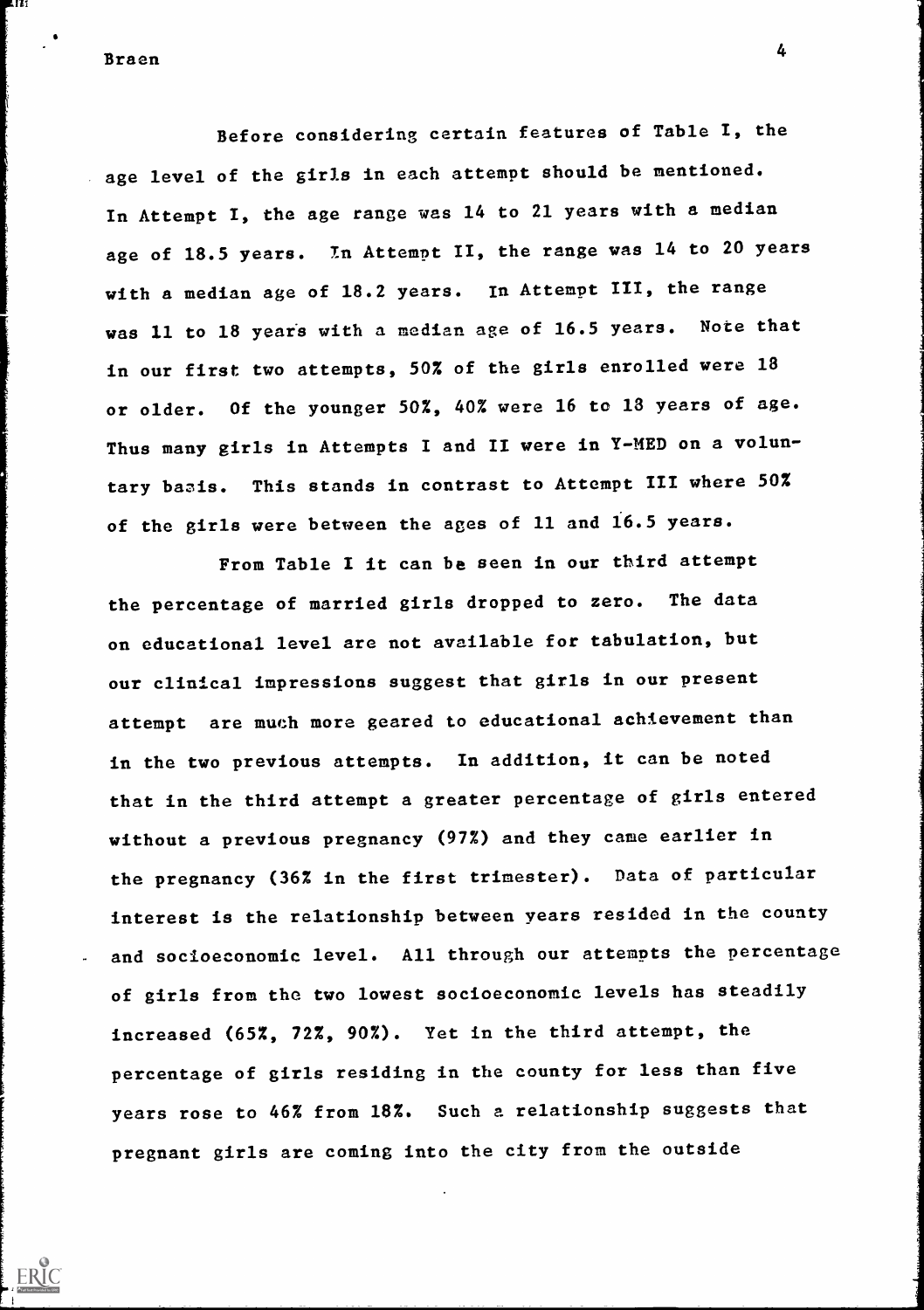Before considering certain features of Table I, the age level of the girls in each attempt should be mentioned. In Attempt I, the age range was 14 to 21 years with a median age of 18.5 years. In Attempt II, the range was 14 to 20 years with a median age of 18.2 years. In Attempt III, the range was 11 to 18 years with a median age of 16.5 years. Note that in our first two attempts, 50% of the girls enrolled were 18 or older. Of the younger 50%, 40% were 16 to 18 years of age. Thus many girls in Attempts I and II were in Y-MED on a voluntary basis. This stands in contrast to Attempt III where 50% of the girls were between the ages of 11 and 16.5 years.

From Table I it can be seen in our third attempt the percentage of married girls dropped to zero. The data on educational level are not available for tabulation, but our clinical impressions suggest that girls in our present attempt are much more geared to educational achievement than in the two previous attempts. In addition, it can be noted that in the third attempt a greater percentage of girls entered without a previous pregnancy (97%) and they came earlier in the pregnancy (36% in the first trimester). Data of particular interest is the relationship between years resided in the county and socioeconomic level. All through our attempts the percentage of girls from the two lowest socioeconomic levels has steadily increased (65%, 72%, 90%). Yet in the third attempt, the percentage of girls residing in the county for less than five years rose to 46% from 18%. Such a relationship suggests that pregnant girls are coming into the city from the outside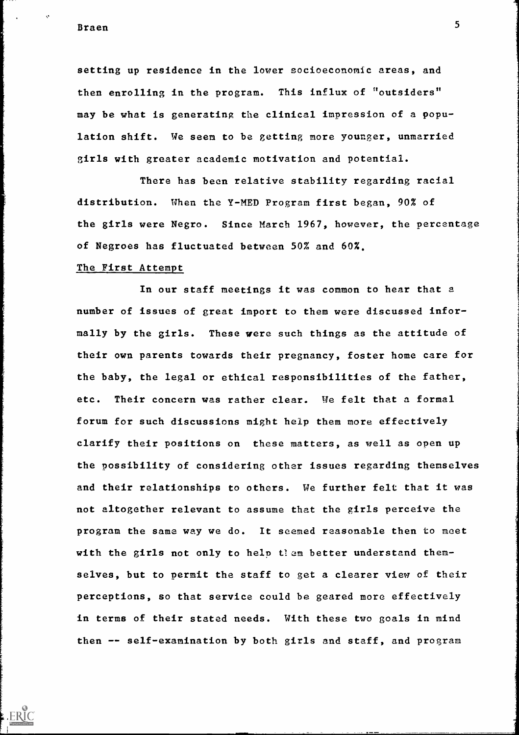setting up residence in the lower socioeconomic areas, and then enrolling in the program. This influx of "outsiders" may be what is generating the clinical impression of a population shift. We seem to be getting more younger, unmarried girls with greater academic motivation and potential.

There has been relative stability regarding racial distribution. When the Y-MED Program first began, 90% of the girls were Negro. Since March 1967, however, the percentage of Negroes has fluctuated between 50% and 60%.

## The First Attempt

In our staff meetings it was common to hear that a number of issues of great import to them were discussed informally by the girls. These were such things as the attitude of their own parents towards their pregnancy, foster home care for the baby, the legal or ethical responsibilities of the father, etc. Their concern was rather clear. We felt that a formal forum for such discussions might help them more effectively clarify their positions on these matters, as well as open up the possibility of considering other issues regarding themselves and their relationships to others. We further felt that it was not altogether relevant to assume that the girls perceive the program the same way we do. It seemed reasonable then to meet with the girls not only to help them better understand themselves, but to permit the staff to get a clearer view of their perceptions, so that service could be geared more effectively in terms of their stated needs. With these two goals in mind then -- self-examination by both girls and staff, and program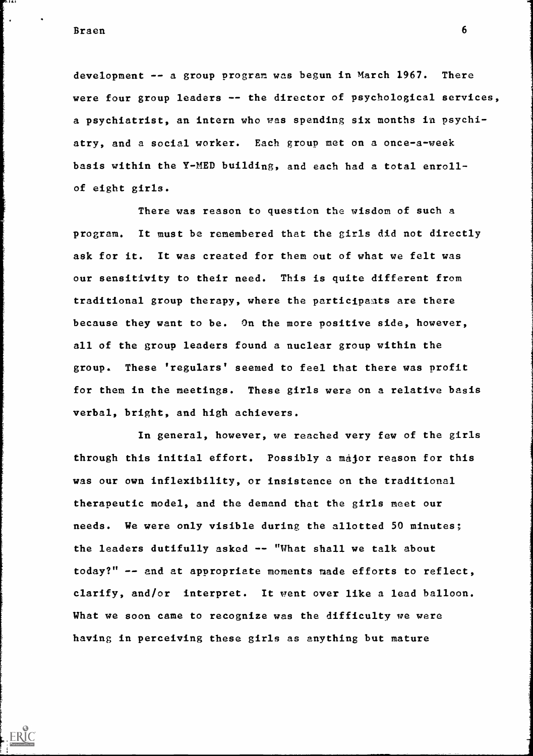development -- a group program was begun in March 1967. There were four group leaders -- the director of psychological services, a psychiatrist, an intern who was spending six months in psychiatry, and a social worker. Each group met on a once-a-week basis within the Y-MED building, and each had a total enroll- of eight girls.

There was reason to question the wisdom of such a program. It must be remembered that the girls did not directly ask for it. It was created for them out of what we felt was our sensitivity to their need. This is quite different from traditional group therapy, where the participants are there because they want to be. On the more positive side, however, all of the group leaders found a nuclear group within the group. These 'regulars' seemed to feel that there was profit for them in the meetings. These girls were on a relative basis verbal, bright, and high achievers.

In general, however, we reached very few of the girls through this initial effort. Possibly a major reason for this was our own inflexibility, or insistence on the traditional therapeutic model, and the demand that the girls meet our needs. We were only visible during the allotted 50 minutes; the leaders dutifully asked -- "What shall we talk about today?" -- and at appropriate moments made efforts to reflect, clarify, and/or interpret. It went over like a lead balloon. What we soon came to recognize was the difficulty we were having in perceiving these girls as anything but mature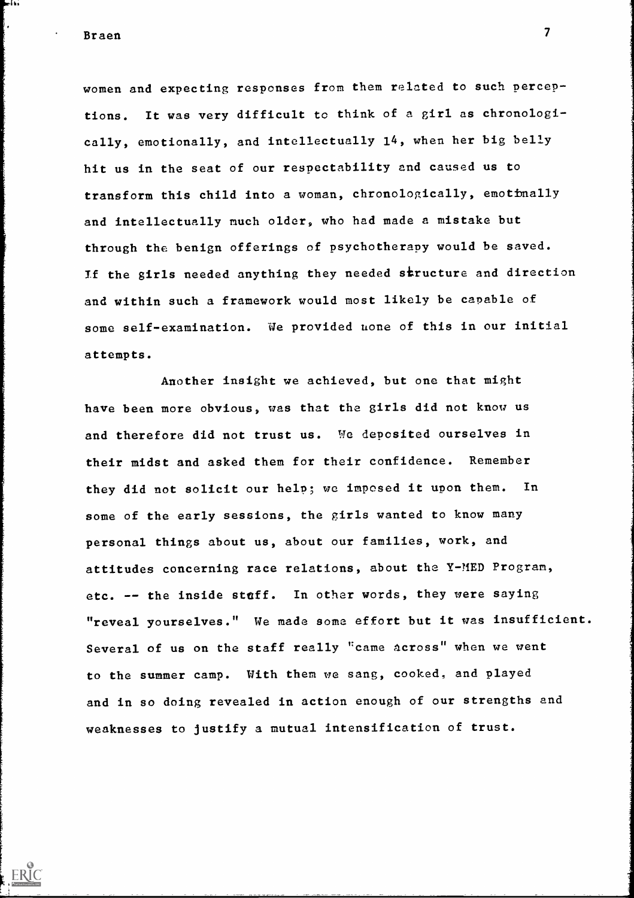women and expecting responses from them related to such perceptions. It was very difficult to think of a girl as chronologically, emotionally, and intellectually 14, when her big belly hit us in the seat of our respectability and caused us to transform this child into a woman, chronologically, emotionally and intellectually much older, who had made a mistake but through the benign offerings of psychotherapy would be saved. If the girls needed anything they needed structure and direction and within such a framework would most likely be capable of some self-examination. We provided none of this in our initial attempts.

Another insight we achieved, but one that might have been more obvious, was that the girls did not know us and therefore did not trust us. We deposited ourselves in their midst and asked them for their confidence. Remember they did not solicit our help; we imposed it upon them. In some of the early sessions, the girls wanted to know many personal things about us, about our families, work, and attitudes concerning race relations, about the Y-MED Program, etc. -- the inside stuff. In other words, they were saying "reveal yourselves." We made some effort but it was insufficient. Several of us on the staff really "came across" when we went to the summer camp. With them we sang, cooked, and played and in so doing revealed in action enough of our strengths and weaknesses to justify a mutual intensification of trust.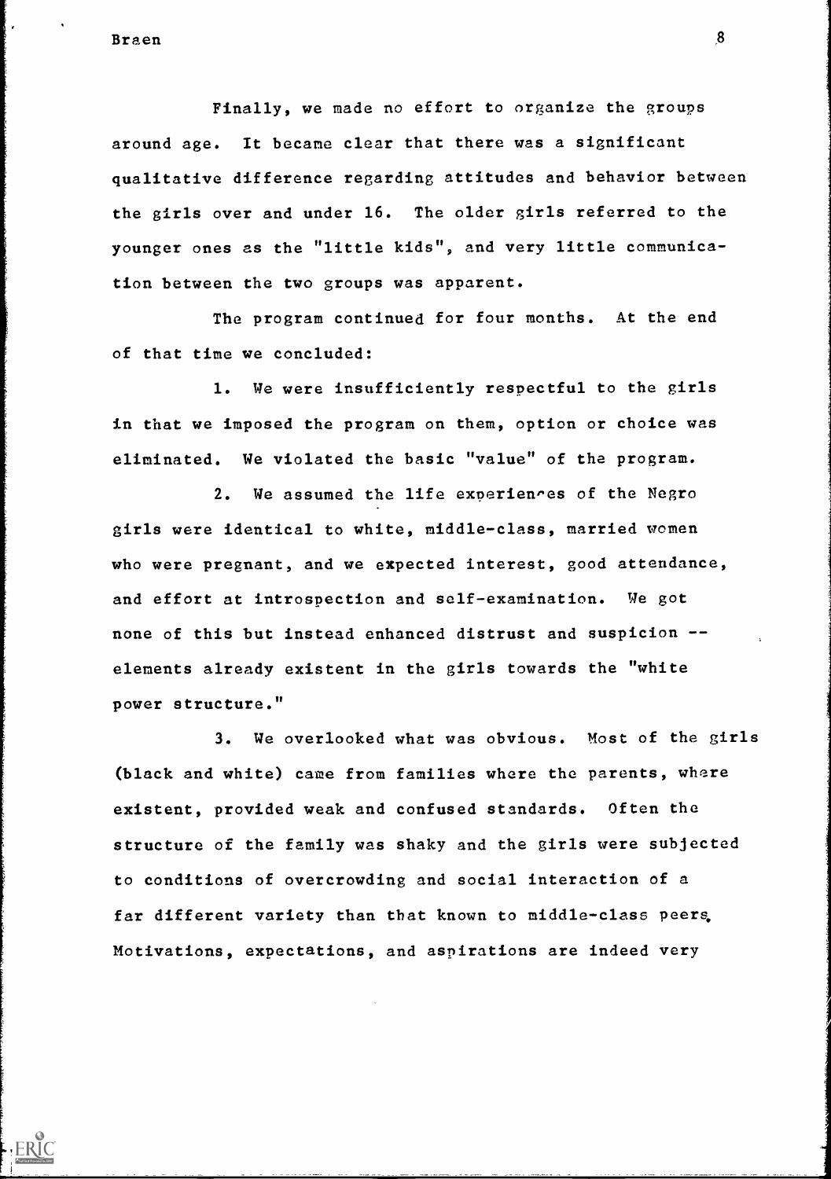Finally, we made no effort to organize the groups around age. It became clear that there was a significant qualitative difference regarding attitudes and behavior between the girls over and under 16. The older girls referred to the younger ones as the "little kids", and very little communication between the two groups was apparent.

The program continued for four months. At the end of that time we concluded:

1. We were insufficiently respectful to the girls in that we imposed the program on them, option or choice was eliminated. We violated the basic "value" of the program.

2. We assumed the life experiences of the Negro girls were identical to white, middle-class, married women who were pregnant, and we expected interest, good attendance, and effort at introspection and self-examination. We got none of this but instead enhanced distrust and suspicion -- elements already existent in the girls towards the "white power structure."

3. We overlooked what was obvious. Most of the girls (black and white) came from families where the parents, where existent, provided weak and confused standards. Often the structure of the family was shaky and the girls were subjected to conditions of overcrowding and social interaction of a far different variety than that known to middle-class peers. Motivations, expectations, and aspirations are indeed very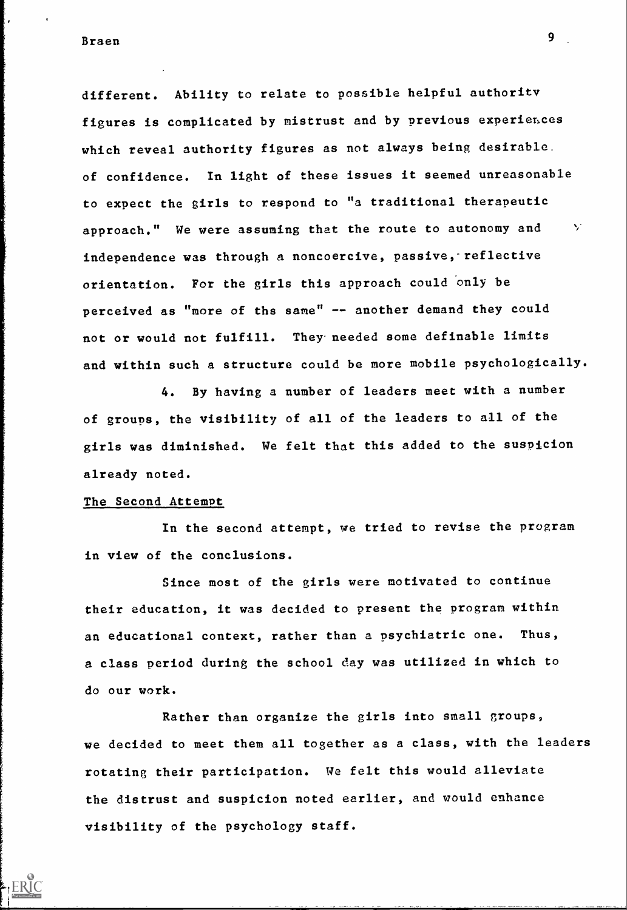different. Ability to relate to possible helpful authority figures is complicated by mistrust and by previous experiences which reveal authority figures as not always being desirable. of confidence. In light of these issues it seemed unreasonable to expect the girls to respond to "a traditional therapeutic approach." We were assuming that the route to autonomy and independence was through a noncoercive, passive, reflective orientation. For the girls this approach could only be perceived as "more of ths same" -- another demand they could not or would not fulfill. They needed some definable limits and within such a structure could be more mobile psychologically.

4. By having a number of leaders meet with a number of groups, the visibility of all of the leaders to all of the girls was diminished. We felt that this added to the suspicion already noted.

## The Second Attempt

In the second attempt, we tried to revise the program in view of the conclusions.

Since most of the girls were motivated to continue their education, it was decided to present the program within an educational context, rather than a psychiatric one. Thus, a class period during the school day was utilized in which to do our work.

Rather than organize the girls into small groups, we decided to meet them all together as a class, with the leaders rotating their participation. We felt this would alleviate the distrust and suspicion noted earlier, and would enhance visibility of the psychology staff.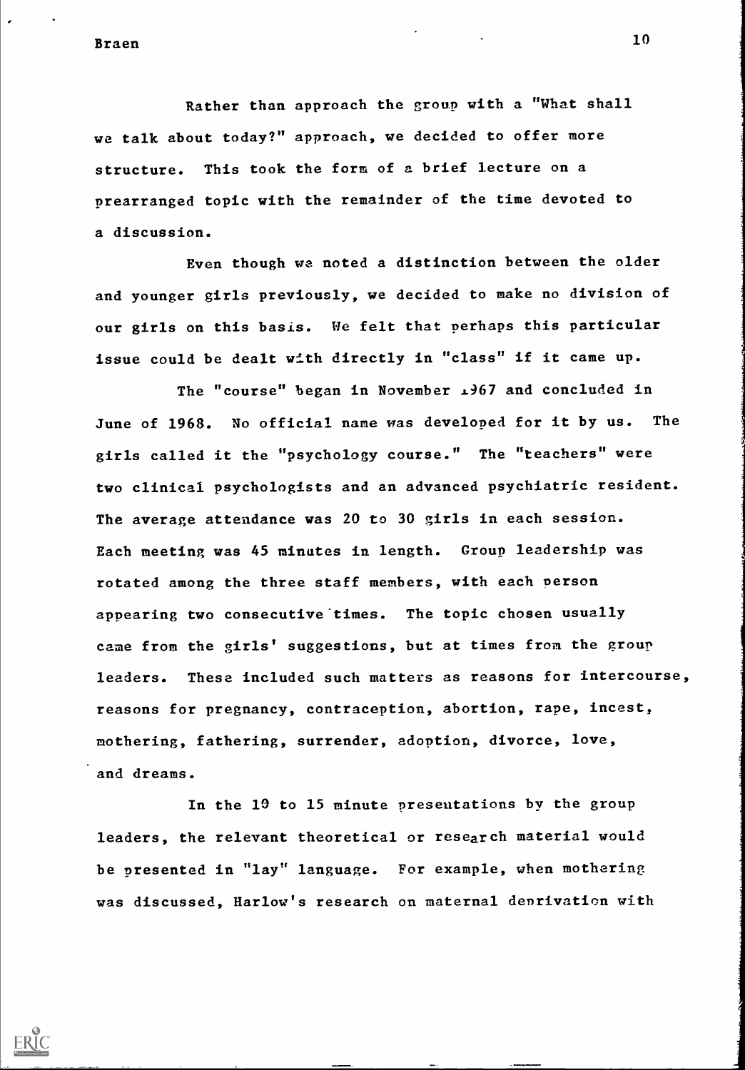Rather than approach the group with a "What shall we talk about today?" approach, we decided to offer more structure. This took the form of a brief lecture on a prearranged topic with the remainder of the time devoted to a discussion.

Even though we noted a distinction between the older and younger girls previously, we decided to make no division of our girls on this basis. We felt that perhaps this particular issue could be dealt with directly in "class" if it came up.

The "course" began in November 1967 and concluded in June of 1968. No official name was developed for it by us. The girls called it the "psychology course." The "teachers" were two clinical psychologists and an advanced psychiatric resident. The average attendance was 20 to 30 girls in each session. Each meeting was 45 minutes in length. Group leadership was rotated among the three staff members, with each person appearing two consecutive times. The topic chosen usually came from the girls' suggestions, but at times from the group leaders. These included such matters as reasons for intercourse, reasons for pregnancy, contraception, abortion, rape, incest, mothering, fathering, surrender, adoption, divorce, love, and dreams.

In the 10 to 15 minute presentations by the group leaders, the relevant theoretical or research material would be presented in "lay" language. For example, when mothering was discussed, Harlow's research on maternal deprivation with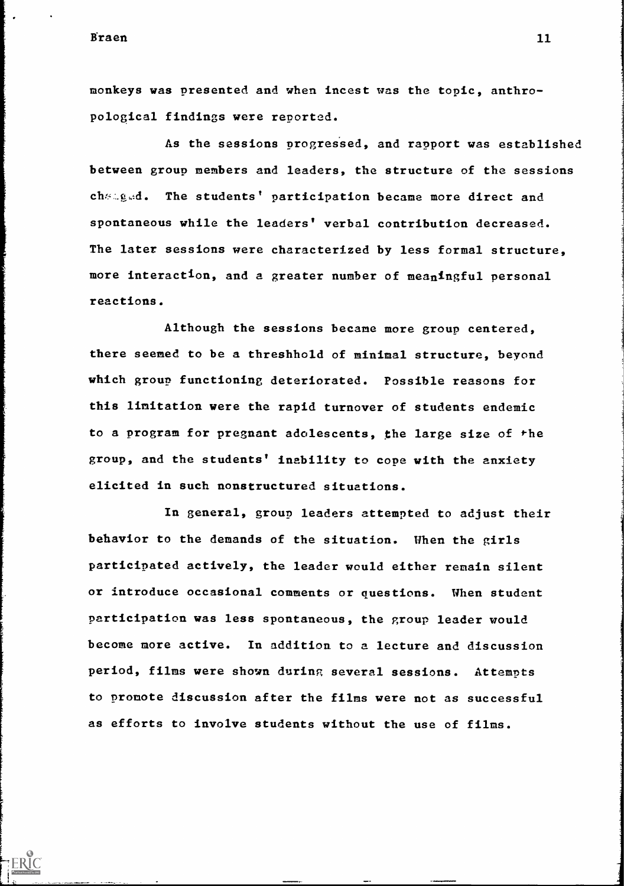monkeys was presented and when incest was the topic, anthropological findings were reported.

As the sessions progressed, and rapport was established between group members and leaders, the structure of the sessions changed. The students' participation became more direct and spontaneous while the leaders' verbal contribution decreased. The later sessions were characterized by less formal structure, more interaction, and a greater number of meaningful personal reactions.

Although the sessions became more group centered, there seemed to be a threshhold of minimal structure, beyond which group functioning deteriorated. Possible reasons for this limitation were the rapid turnover of students endemic to a program for pregnant adolescents, the large size of the group, and the students' inability to cope with the anxiety elicited in such nonstructured situations.

In general, group leaders attempted to adjust their behavior to the demands of the situation. When the girls participated actively, the leader would either remain silent or introduce occasional comments or questions. When student participation was less spontaneous, the group leader would become more active. In addition to a lecture and discussion period, films were shown during several sessions. Attempts to promote discussion after the films were not as successful as efforts to involve students without the use of films.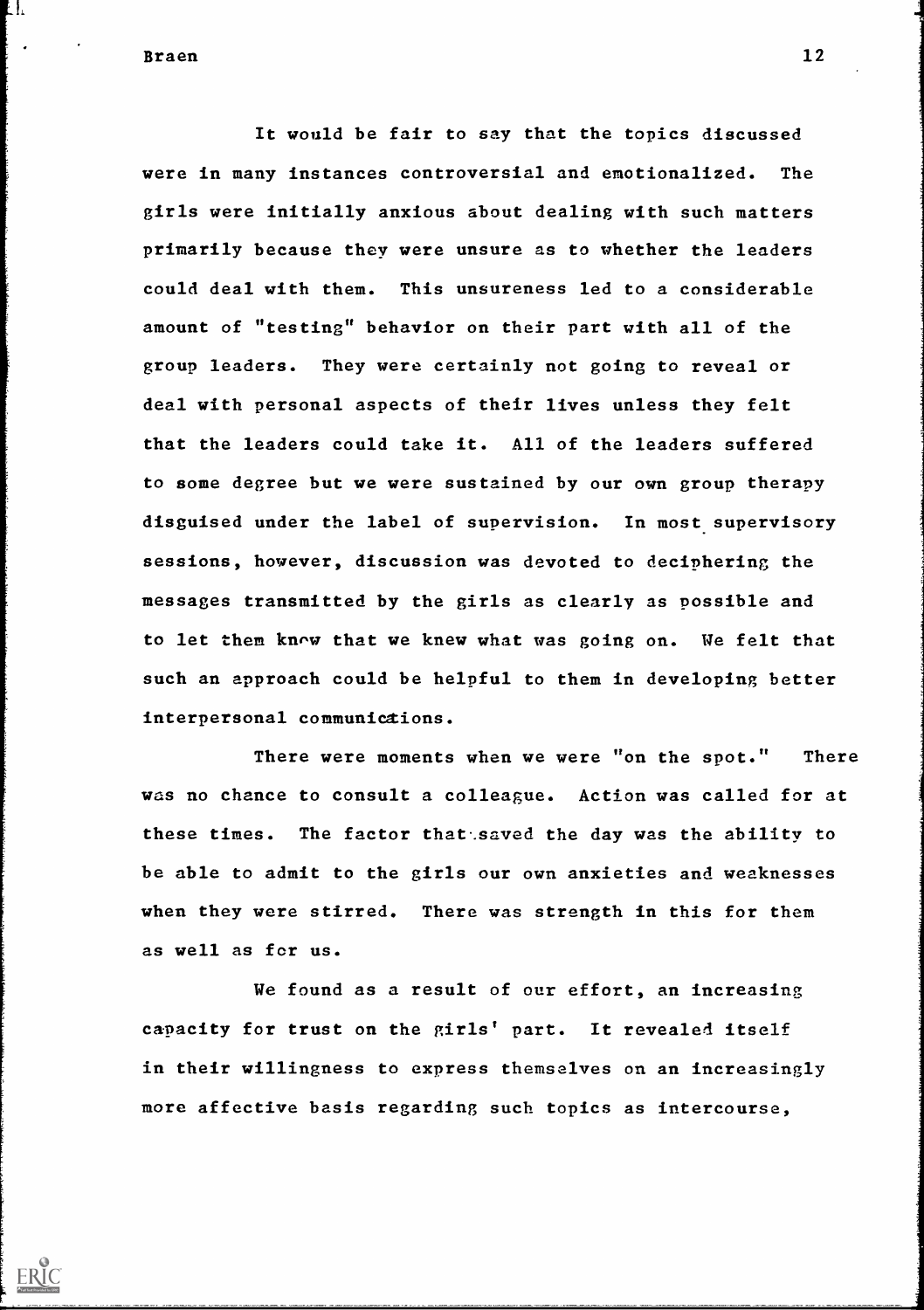It would be fair to say that the topics discussed were in many instances controversial and emotionalized. The girls were initially anxious about dealing with such matters primarily because they were unsure as to whether the leaders could deal with them. This unsureness led to a considerable amount of "testing" behavior on their part with all of the group leaders. They were certainly not going to reveal or deal with personal aspects of their lives unless they felt that the leaders could take it. All of the leaders suffered to some degree but we were sustained by our own group therapy disguised under the label of supervision. In most supervisory sessions, however, discussion was devoted to deciphering the messages transmitted by the girls as clearly as possible and to let them know that we knew what was going on. We felt that such an approach could be helpful to them in developing better interpersonal communications.

There were moments when we were "on the spot." There was no chance to consult a colleague. Action was called for at these times. The factor that saved the day was the ability to be able to admit to the girls our own anxieties and weaknesses when they were stirred. There was strength in this for them as well as for us.

We found as a result of our effort, an increasing capacity for trust on the girls' part. It revealed itself in their willingness to express themselves on an increasingly more affective basis regarding such topics as intercourse,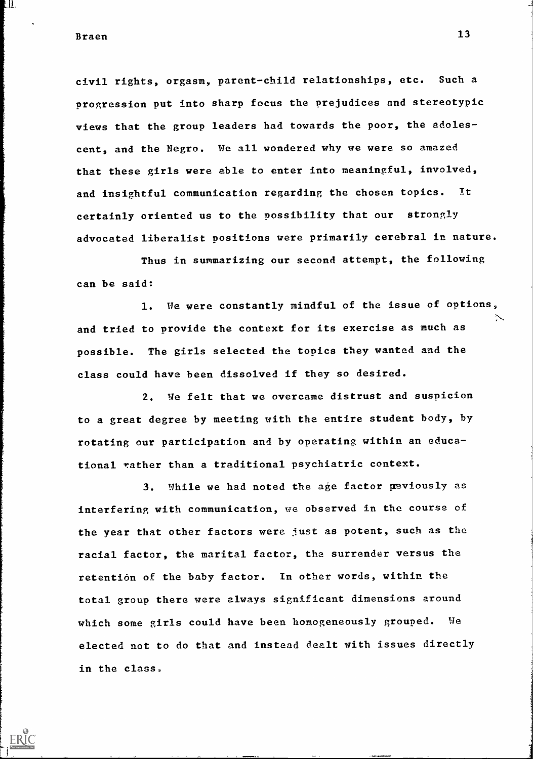civil rights, orgasm, parent-child relationships, etc. Such a progression put into sharp focus the prejudices and stereotypic views that the group leaders had towards the poor, the adolescent, and the Negro. We all wondered why we were so amazed that these girls were able to enter into meaningful, involved, and insightful communication regarding the chosen topics. It certainly oriented us to the possibility that our strongly advocated liberalist positions were primarily cerebral in nature.

Thus in summarizing our second attempt, the following can be said:

1. We were constantly mindful of the issue of options, and tried to provide the context for its exercise as much as possible. The girls selected the topics they wanted and the class could have been dissolved if they so desired.

2. We felt that we overcame distrust and suspicion to a great degree by meeting with the entire student body, by rotating our participation and by operating within an educational rather than a traditional psychiatric context.

3. While we had noted the age factor previously as interfering with communication, we observed in the course of the year that other factors were just as potent, such as the racial factor, the marital factor, the surrender versus the retention of the baby factor. In other words, within the total group there were always significant dimensions around which some girls could have been homogeneously grouped. We elected not to do that and instead dealt with issues directly in the class.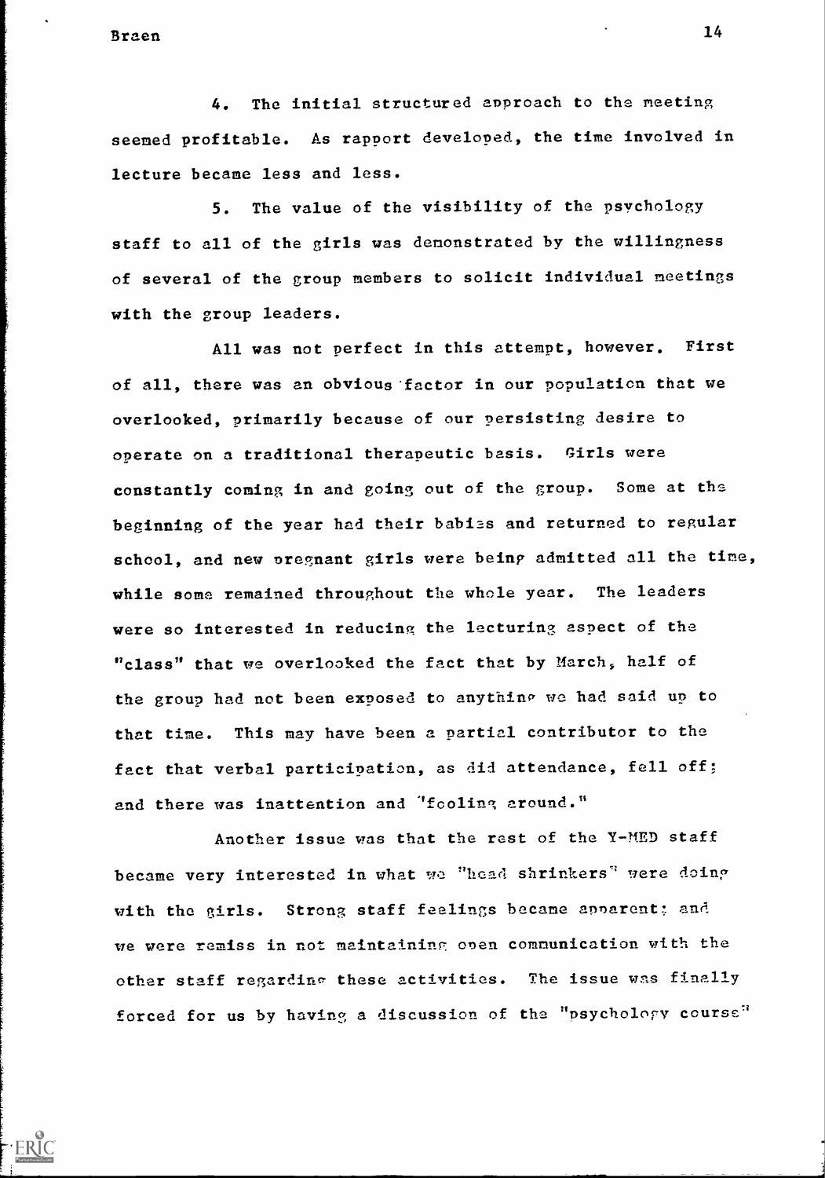4. The initial structured approach to the meeting seemed profitable. As rapport developed, the time involved in lecture became less and less.

5. The value of the visibility of the psychology staff to all of the girls was demonstrated by the willingness of several of the group members to solicit individual meetings with the group leaders.

All was not perfect in this attempt, however. First of all, there was an obvious factor in our population that we overlooked, primarily because of our persisting desire to operate on a traditional therapeutic basis. Girls were constantly coming in and going out of the group. Some at the beginning of the year had their babies and returned to regular school, and new pregnant girls were being admitted all the time, while some remained throughout the whole year. The leaders were so interested in reducing the lecturing aspect of the "class" that we overlooked the fact that by March, half of the group had not been exposed to anything we had said up to that time. This may have been a partial contributor to the fact that verbal participation, as did attendance, fell off; and there was inattention and "fooling around."

Another issue was that the rest of the Y-MED staff became very interested in what we "head shrinkers" were doing with the girls. Strong staff feelings became apparent; and we were remiss in not maintaining open communication with the other staff regarding these activities. The issue was finally forced for us by having a discussion of the "psychology course"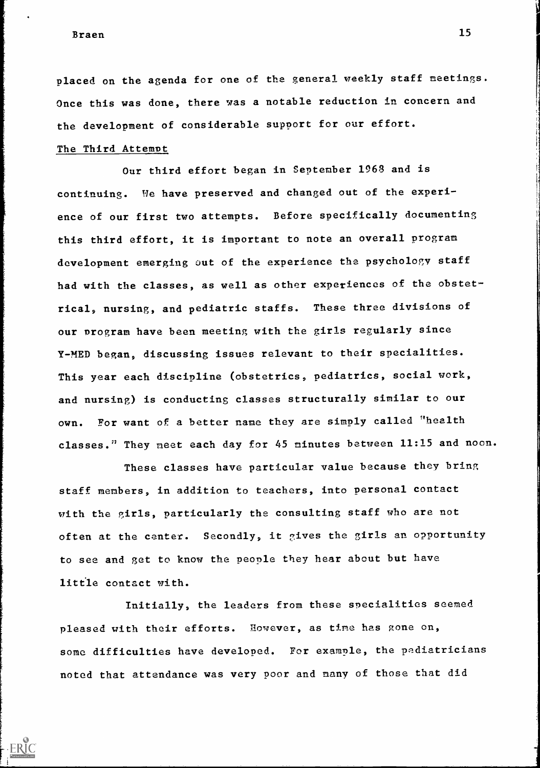placed on the agenda for one of the general weekly staff meetings. Once this was done, there was a notable reduction in concern and the development of considerable support for our effort.

## The Third Attempt

Our third effort began in September 1968 and is continuing. We have preserved and changed out of the experience of our first two attempts. Before specifically documenting this third effort, it is important to note an overall program development emerging out of the experience the psychology staff had with the classes, as well as other experiences of the obstetrical, nursing, and pediatric staffs. These three divisions of our program have been meeting with the girls regularly since Y-MED began, discussing issues relevant to their specialities. This year each discipline (obstetrics, pediatrics, social work, and nursing) is conducting classes structurally similar to our own. For want of a better name they are simply called "health classes." They meet each day for 45 minutes between 11:15 and noon.

These classes have particular value because they bring staff members, in addition to teachers, into personal contact with the girls, particularly the consulting staff who are not often at the center. Secondly, it gives the girls an opportunity to see and get to know the people they hear about but have little contact with.

Initially, the leaders from these specialities seemed pleased with their efforts. However, as time has gone on, some difficulties have developed. For example, the pediatricians noted that attendance was very poor and many of those that did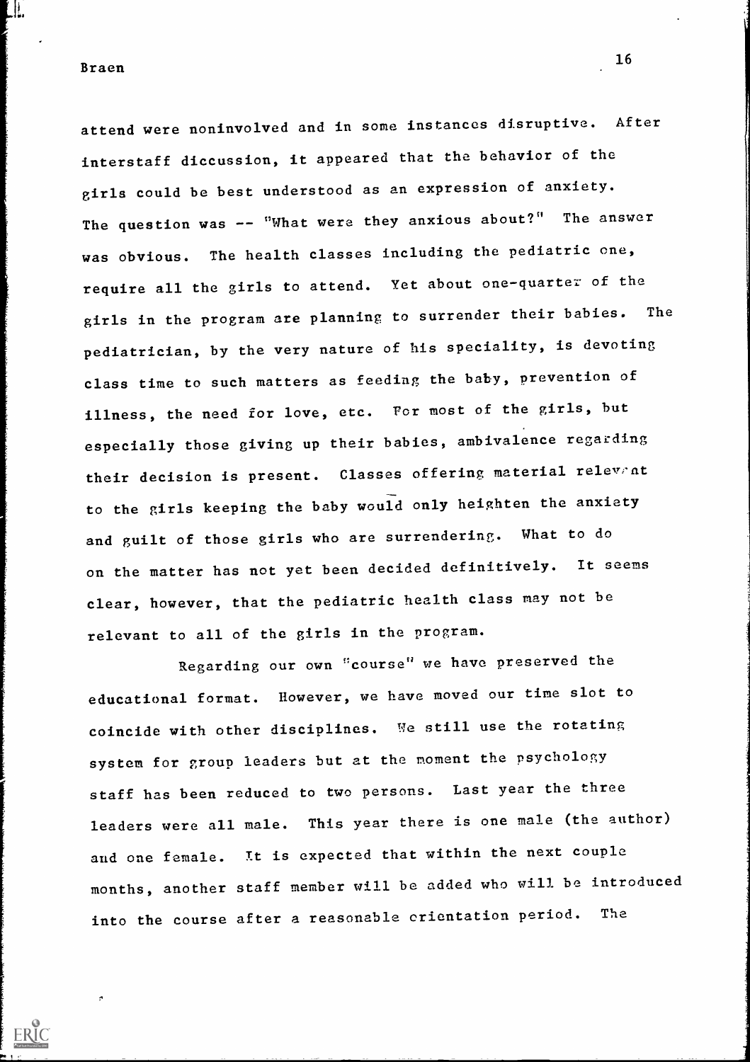attend were noninvolved and in some instances disruptive. After interstaff diccussion, it appeared that the behavior of the girls could be best understood as an expression of anxiety. The question was -- "What were they anxious about?" The answer was obvious. The health classes including the pediatric one, require all the girls to attend. Yet about one-quarter of the girls in the program are planning to surrender their babies. The pediatrician, by the very nature of his speciality, is devoting class time to such matters as feeding the baby, prevention of illness, the need for love, etc. For most of the girls, but especially those giving up their babies, ambivalence regarding their decision is present. Classes offering material relevant to the girls keeping the baby would only heighten the anxiety and guilt of those girls who are surrendering. What to do on the matter has not yet been decided definitively. It seems clear, however, that the pediatric health class may not be relevant to all of the girls in the program.

Regarding our own "course" we have preserved the educational format. However, we have moved our time slot to coincide with other disciplines. We still use the rotating system for group leaders but at the moment the psychology staff has been reduced to two persons. Last year the three leaders were all male. This year there is one male (the author) and one female. It is expected that within the next couple months, another staff member will be added who will be introduced into the course after a reasonable orientation period. The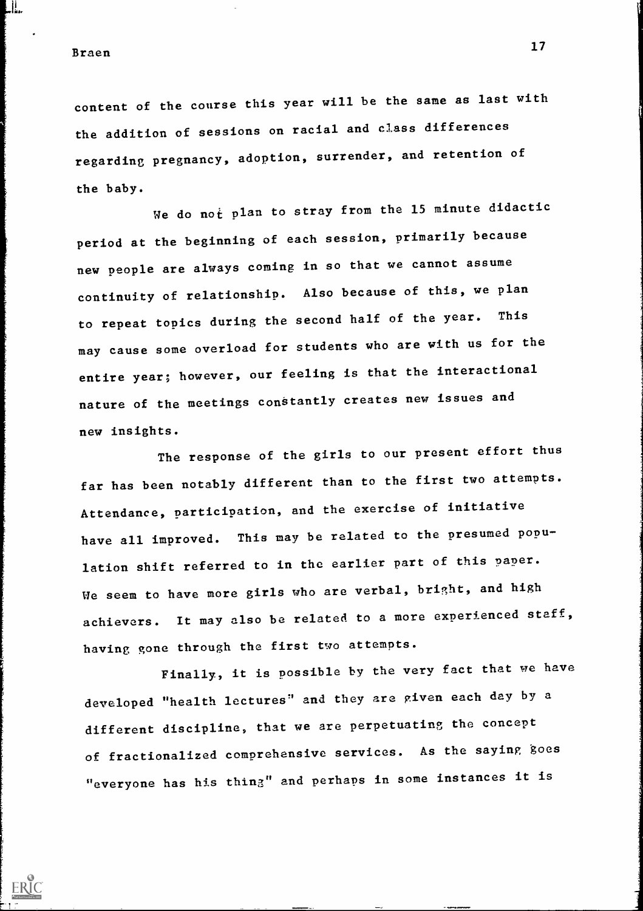content of the course this year will be the same as last with the addition of sessions on racial and class differences regarding pregnancy, adoption, surrender, and retention of the baby.

We do not plan to stray from the 15 minute didactic period at the beginning of each session, primarily because new people are always coming in so that we cannot assume continuity of relationship. Also because of this, we plan to repeat topics during the second half of the year. This may cause some overload for students who are with us for the entire year; however, our feeling is that the interactional nature of the meetings constantly creates new issues and new insights.

The response of the girls to our present effort thus far has been notably different than to the first two attempts. Attendance, participation, and the exercise of initiative have all improved. This may be related to the presumed population shift referred to in the earlier part of this paper. We seem to have more girls who are verbal, bright, and high achievers. It may also be related to a more experienced staff, having gone through the first two attempts.

Finally, it is possible by the very fact that we have developed "health lectures" and they are given each day by a different discipline, that we are perpetuating the concept of fractionalized comprehensive services. As the saying goes "everyone has his thing" and perhaps in some instances it is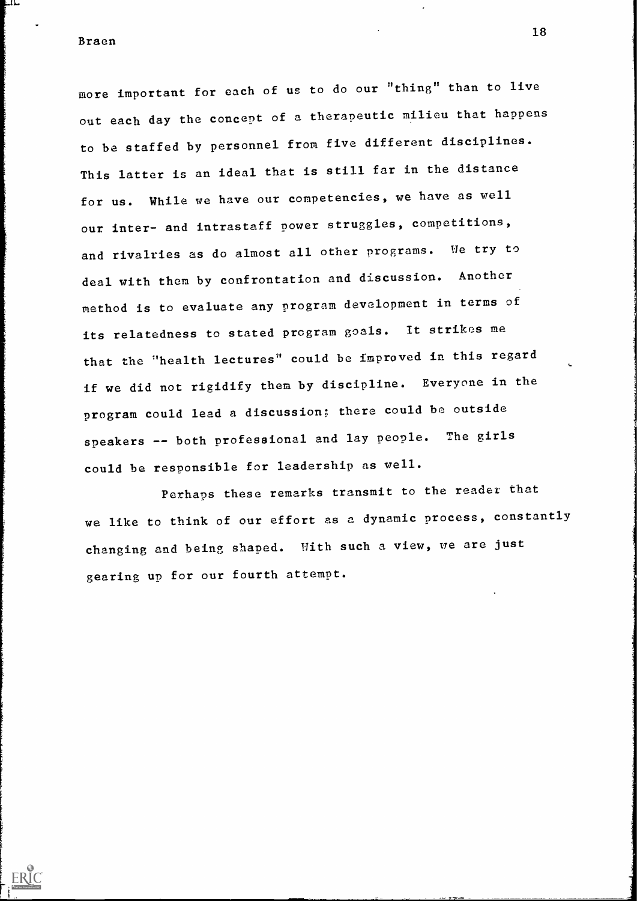more important for each of us to do our "thing" than to live out each day the concept of a therapeutic milieu that happens to be staffed by personnel from five different disciplines. This latter is an ideal that is still far in the distance for us. While we have our competencies, we have as well our inter- and intrastaff power struggles, competitions, and rivalries as do almost all other programs. We try to deal with them by confrontation and discussion. Another method is to evaluate any program development in terms of its relatedness to stated program goals. It strikes me that the "health lectures" could be improved in this regard if we did not rigidify them by discipline. Everyone in the program could lead a discussion; there could be outside speakers -- both professional and lay people. The girls could be responsible for leadership as well.

Perhaps these remarks transmit to the reader that we like to think of our effort as a dynamic process, constantly changing and being shaped. With such a view, we are just gearing up for our fourth attempt.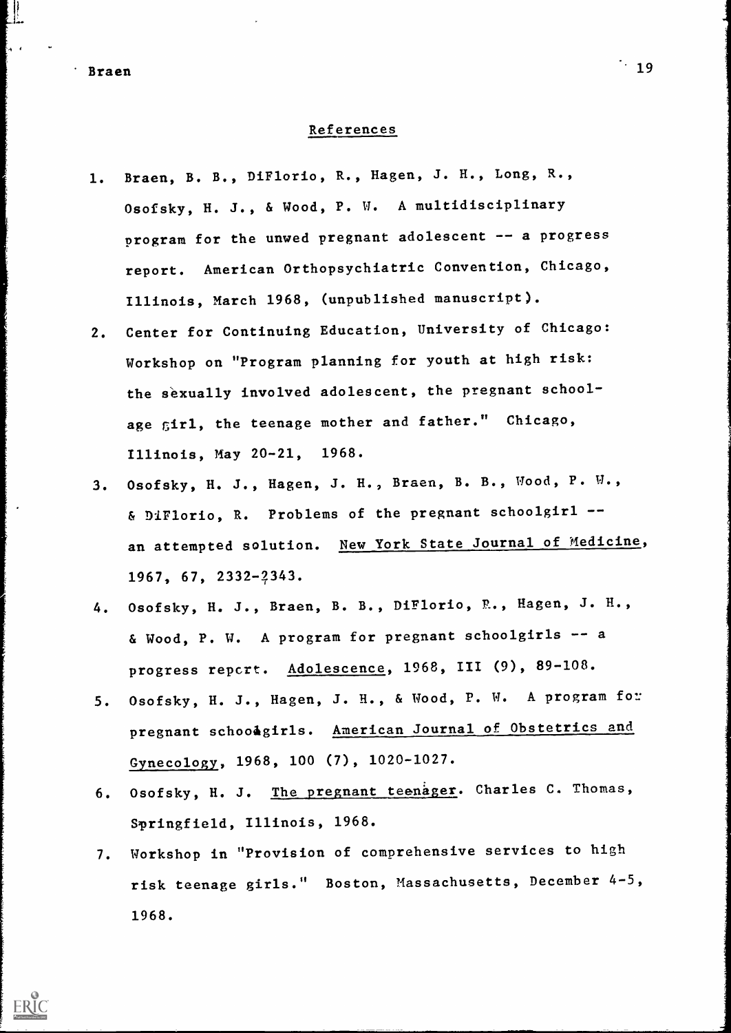## References

1. Braen, B. B., DiFlorio, R., Hagen, J. H., Long, R., Osofsky, H. J., & Wood, P. W. A multidisciplinary program for the unwed pregnant adolescent -- a progress report. American Orthopsychiatric Convention, Chicago, Illinois, March 1968, (unpublished manuscript).
2. Center for Continuing Education, University of Chicago: Workshop on "Program planning for youth at high risk: the sexually involved adolescent, the pregnant school-age girl, the teenage mother and father." Chicago, Illinois, May 20-21, 1968.
3. Osofsky, H. J., Hagen, J. H., Braen, B. B., Wood, P. W., & DiFlorio, R. Problems of the pregnant schoolgirl -- an attempted solution. *New York State Journal of Medicine*, 1967, 67, 2332-2343.
4. Osofsky, H. J., Braen, B. B., DiFlorio, R., Hagen, J. H., & Wood, P. W. A program for pregnant schoolgirls -- a progress report. *Adolescence*, 1968, III (9), 89-108.
5. Osofsky, H. J., Hagen, J. H., & Wood, P. W. A program for pregnant schoolgirls. *American Journal of Obstetrics and Gynecology*, 1968, 100 (7), 1020-1027.
6. Osofsky, H. J. *The pregnant teenager*. Charles C. Thomas, Springfield, Illinois, 1968.
7. Workshop in "Provision of comprehensive services to high risk teenage girls." Boston, Massachusetts, December 4-5, 1968.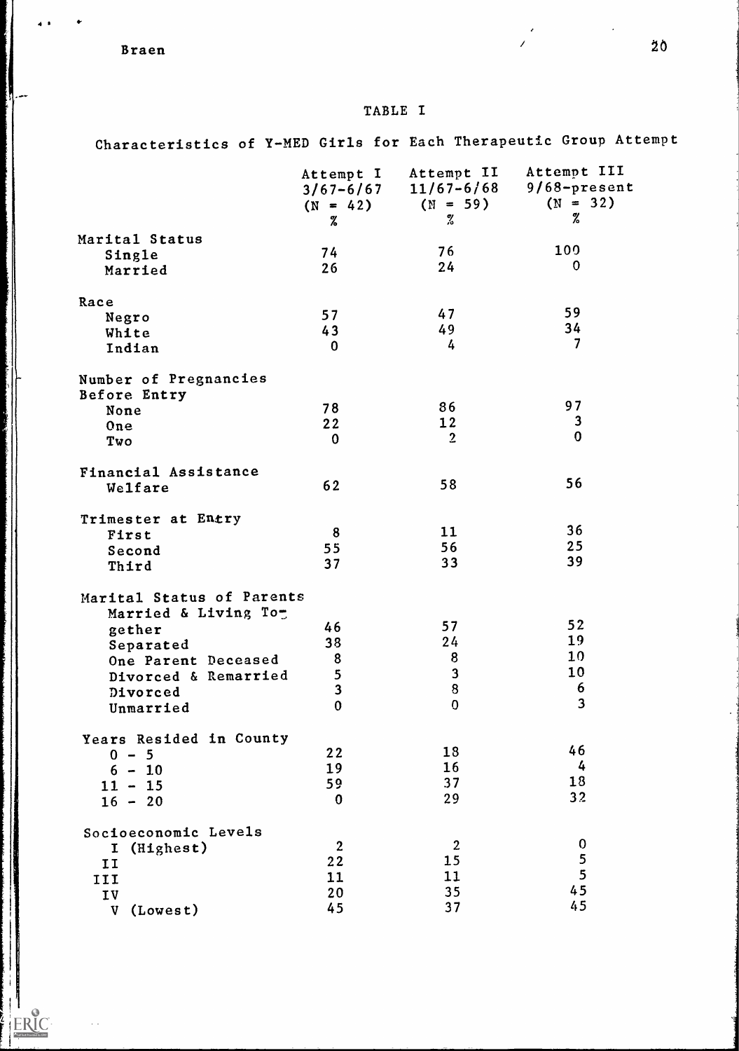# TABLE I

Characteristics of Y-MED Girls for Each Therapeutic Group Attempt

| | Attempt I 3/67-6/67 (N = 42) % | Attempt II 11/67-6/68 (N = 59) % | Attempt III 9/68-present (N = 32) % |
|---|---|---|---|
| Marital Status | | | |
| Single | 74 | 76 | 100 |
| Married | 26 | 24 | 0 |
| Race | | | |
| Negro | 57 | 47 | 59 |
| White | 43 | 49 | 34 |
| Indian | 0 | 4 | 7 |
| Number of Pregnancies Before Entry | | | |
| None | 78 | 86 | 97 |
| One | 22 | 12 | 3 |
| Two | 0 | 2 | 0 |
| Financial Assistance | | | |
| Welfare | 62 | 58 | 56 |
| Trimester at Entry | | | |
| First | 8 | 11 | 36 |
| Second | 55 | 56 | 25 |
| Third | 37 | 33 | 39 |
| Marital Status of Parents | | | |
| Married & Living Together | 46 | 57 | 52 |
| Separated | 38 | 24 | 19 |
| One Parent Deceased | 8 | 8 | 10 |
| Divorced & Remarried | 5 | 3 | 10 |
| Divorced | 3 | 8 | 6 |
| Unmarried | 0 | 0 | 3 |
| Years Resided in County | | | |
| 0 - 5 | 22 | 18 | 46 |
| 6 - 10 | 19 | 16 | 4 |
| 11 - 15 | 59 | 37 | 18 |
| 16 - 20 | 0 | 29 | 32 |
| Socioeconomic Levels | | | |
| I (Highest) | 2 | 2 | 0 |
| II | 22 | 15 | 5 |
| III | 11 | 11 | 5 |
| IV | 20 | 35 | 45 |
| V (Lowest) | 45 | 37 | 45 |